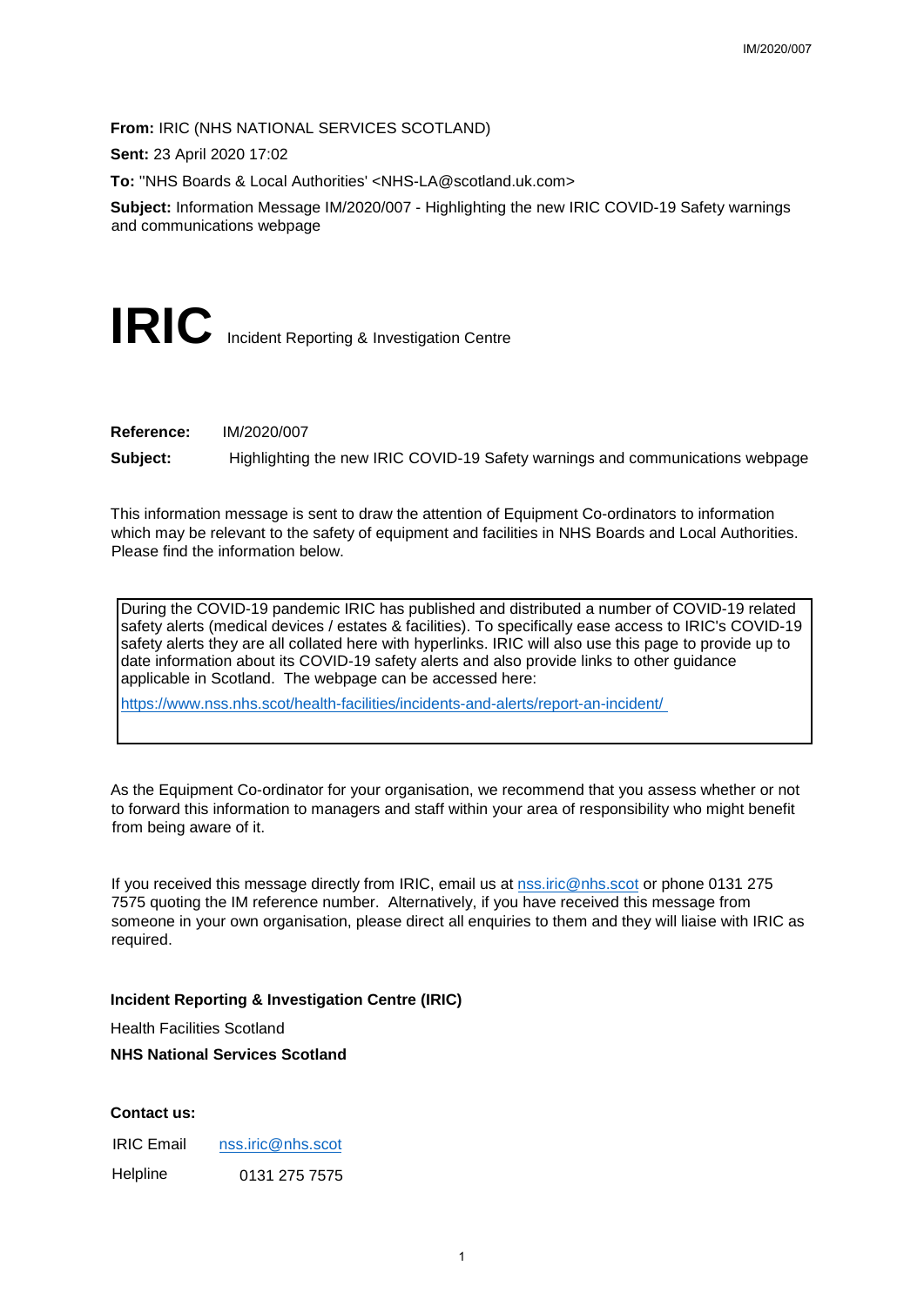**From:** IRIC (NHS NATIONAL SERVICES SCOTLAND)

**Sent:** 23 April 2020 17:02

**To:** "NHS Boards & Local Authorities' <NHS-LA@scotland.uk.com>

**Subject:** Information Message IM/2020/007 - Highlighting the new IRIC COVID-19 Safety warnings and communications webpage

# IRIC Incident Reporting & Investigation Centre

**Reference:** IM/2020/007

**Subject:** Highlighting the new IRIC COVID-19 Safety warnings and communications webpage

This information message is sent to draw the attention of Equipment Co-ordinators to information which may be relevant to the safety of equipment and facilities in NHS Boards and Local Authorities. Please find the information below.

During the COVID-19 pandemic IRIC has published and distributed a number of COVID-19 related safety alerts (medical devices / estates & facilities). To specifically ease access to IRIC's COVID-19 safety alerts they are all collated here with hyperlinks. IRIC will also use this page to provide up to date information about its COVID-19 safety alerts and also provide links to other guidance applicable in Scotland. The webpage can be accessed here:

https://www.nss.nhs.scot/health-facilities/incidents-and-alerts/report-an-incident/

As the Equipment Co-ordinator for your organisation, we recommend that you assess whether or not to forward this information to managers and staff within your area of responsibility who might benefit from being aware of it.

If you received this message directly from IRIC, email us at nss.iric@nhs.scot or phone 0131 275 7575 quoting the IM reference number. Alternatively, if you have received this message from someone in your own organisation, please direct all enquiries to them and they will liaise with IRIC as required.

**Incident Reporting & Investigation Centre (IRIC)**

Health Facilities Scotland

**NHS National Services Scotland**

**Contact us:**

IRIC Email nss.iric@nhs.scot

Helpline 0131 275 7575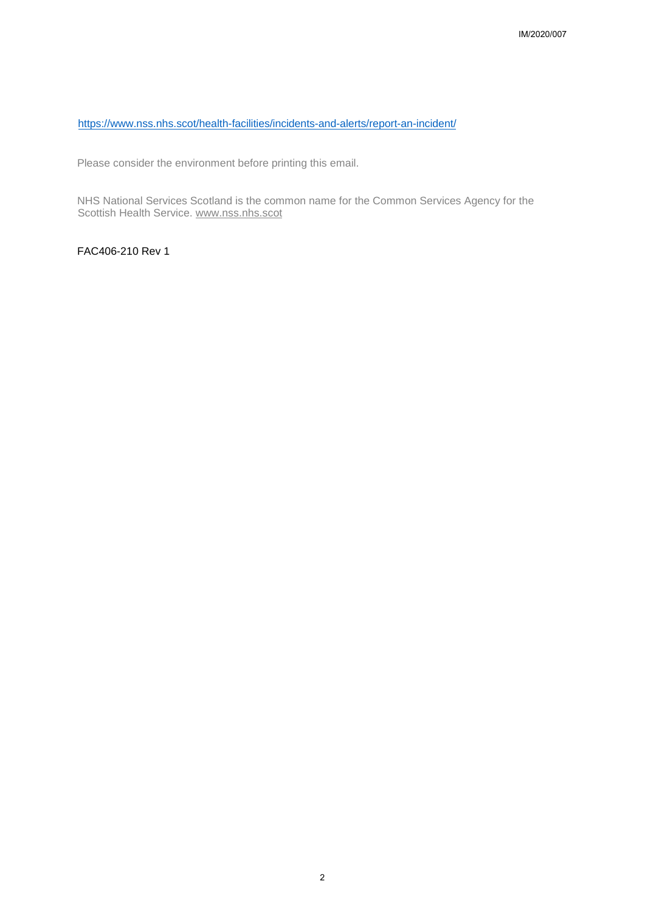https://www.nss.nhs.scot/health-facilities/incidents-and-alerts/report-an-incident/

Please consider the environment before printing this email.

NHS National Services Scotland is the common name for the Common Services Agency for the Scottish Health Service. www.nss.nhs.scot

FAC406-210 Rev 1